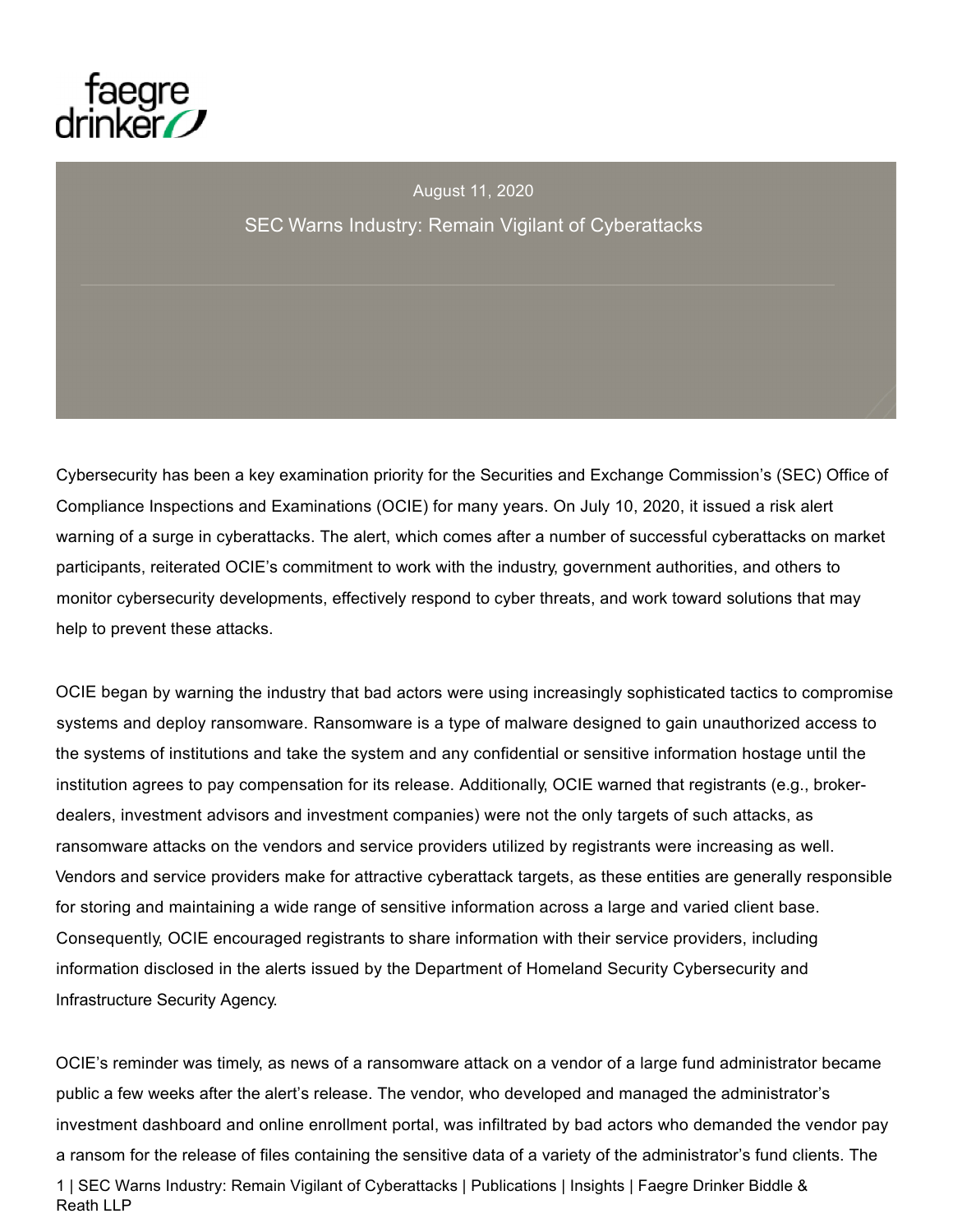faegre drinker

August 11, 2020

# SEC Warns Industry: Remain Vigilant of Cyberattacks

Cybersecurity has been a key examination priority for the Securities and Exchange Commission's (SEC) Office of Compliance Inspections and Examinations (OCIE) for many years. On July 10, 2020, it issued a risk alert warning of a surge in cyberattacks. The alert, which comes after a number of successful cyberattacks on market participants, reiterated OCIE's commitment to work with the industry, government authorities, and others to monitor cybersecurity developments, effectively respond to cyber threats, and work toward solutions that may help to prevent these attacks.

OCIE began by warning the industry that bad actors were using increasingly sophisticated tactics to compromise systems and deploy ransomware. Ransomware is a type of malware designed to gain unauthorized access to the systems of institutions and take the system and any confidential or sensitive information hostage until the institution agrees to pay compensation for its release. Additionally, OCIE warned that registrants (e.g., broker-dealers, investment advisors and investment companies) were not the only targets of such attacks, as ransomware attacks on the vendors and service providers utilized by registrants were increasing as well. Vendors and service providers make for attractive cyberattack targets, as these entities are generally responsible for storing and maintaining a wide range of sensitive information across a large and varied client base. Consequently, OCIE encouraged registrants to share information with their service providers, including information disclosed in the alerts issued by the Department of Homeland Security Cybersecurity and Infrastructure Security Agency.

OCIE's reminder was timely, as news of a ransomware attack on a vendor of a large fund administrator became public a few weeks after the alert's release. The vendor, who developed and managed the administrator's investment dashboard and online enrollment portal, was infiltrated by bad actors who demanded the vendor pay a ransom for the release of files containing the sensitive data of a variety of the administrator's fund clients. The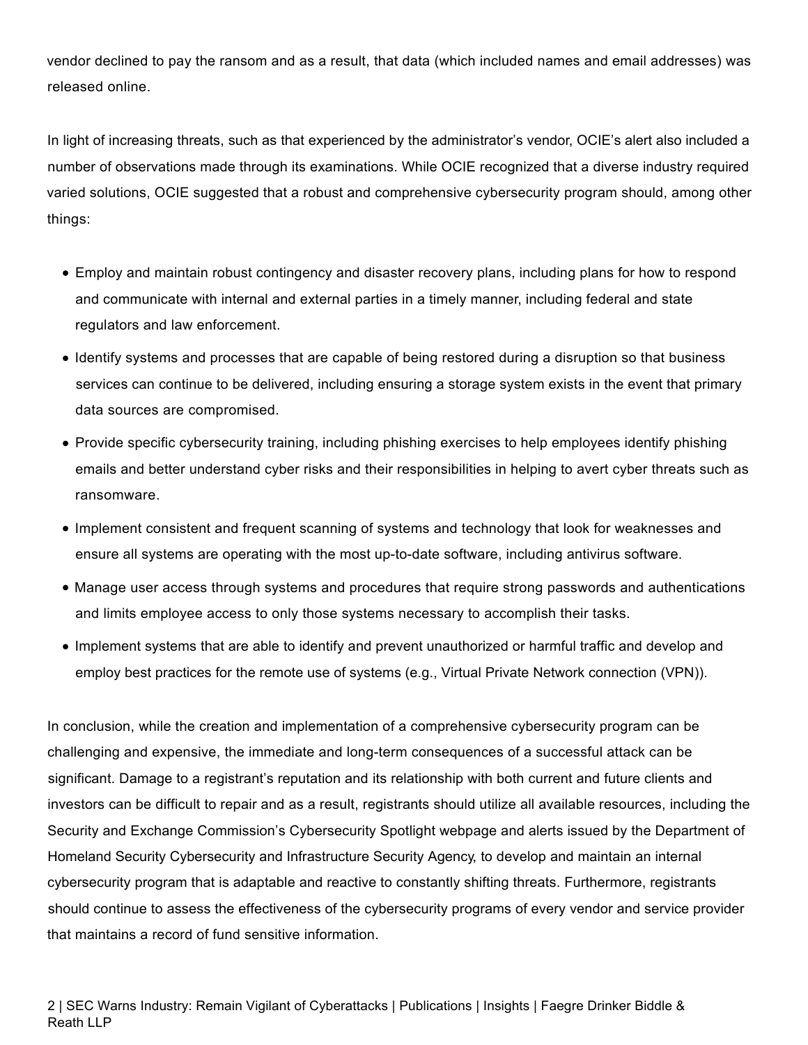vendor declined to pay the ransom and as a result, that data (which included names and email addresses) was released online.

In light of increasing threats, such as that experienced by the administrator's vendor, OCIE's alert also included a number of observations made through its examinations. While OCIE recognized that a diverse industry required varied solutions, OCIE suggested that a robust and comprehensive cybersecurity program should, among other things:

- Employ and maintain robust contingency and disaster recovery plans, including plans for how to respond and communicate with internal and external parties in a timely manner, including federal and state regulators and law enforcement.
- Identify systems and processes that are capable of being restored during a disruption so that business services can continue to be delivered, including ensuring a storage system exists in the event that primary data sources are compromised.
- Provide specific cybersecurity training, including phishing exercises to help employees identify phishing emails and better understand cyber risks and their responsibilities in helping to avert cyber threats such as ransomware.
- Implement consistent and frequent scanning of systems and technology that look for weaknesses and ensure all systems are operating with the most up-to-date software, including antivirus software.
- Manage user access through systems and procedures that require strong passwords and authentications and limits employee access to only those systems necessary to accomplish their tasks.
- Implement systems that are able to identify and prevent unauthorized or harmful traffic and develop and employ best practices for the remote use of systems (e.g., Virtual Private Network connection (VPN)).

In conclusion, while the creation and implementation of a comprehensive cybersecurity program can be challenging and expensive, the immediate and long-term consequences of a successful attack can be significant. Damage to a registrant's reputation and its relationship with both current and future clients and investors can be difficult to repair and as a result, registrants should utilize all available resources, including the Security and Exchange Commission's Cybersecurity Spotlight webpage and alerts issued by the Department of Homeland Security Cybersecurity and Infrastructure Security Agency, to develop and maintain an internal cybersecurity program that is adaptable and reactive to constantly shifting threats. Furthermore, registrants should continue to assess the effectiveness of the cybersecurity programs of every vendor and service provider that maintains a record of fund sensitive information.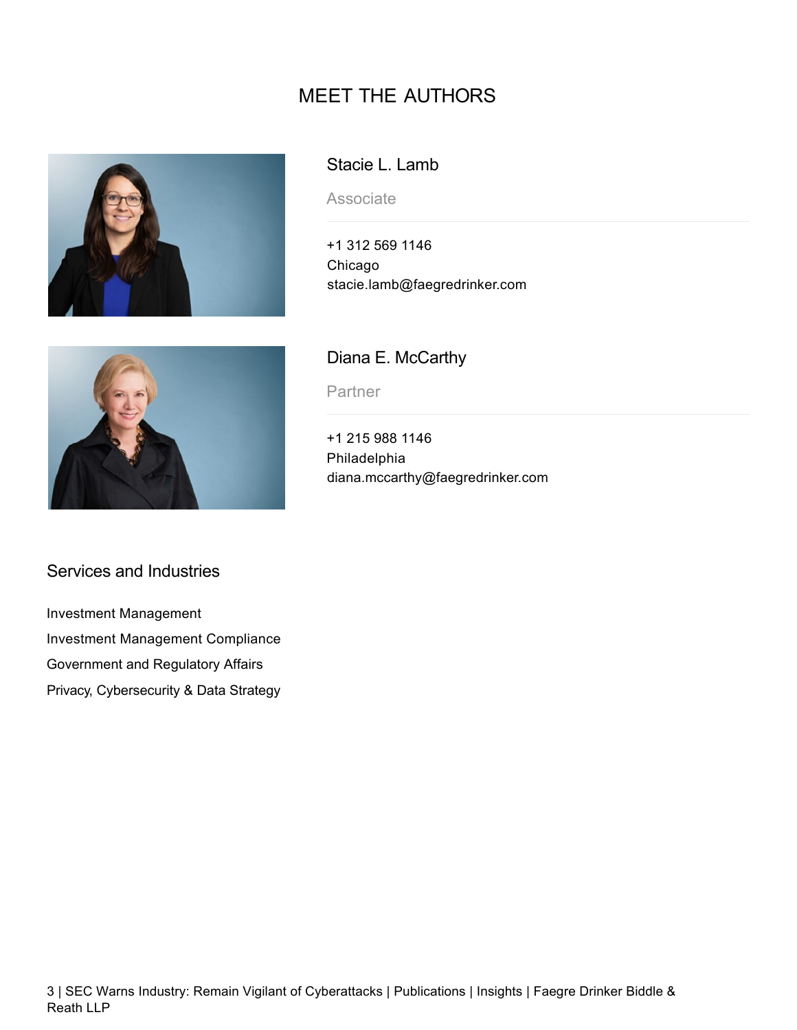## MEET THE AUTHORS

### Stacie L. Lamb

Associate

+1 312 569 1146
Chicago
stacie.lamb@faegredrinker.com

### Diana E. McCarthy

Partner

+1 215 988 1146
Philadelphia
diana.mccarthy@faegredrinker.com

## Services and Industries

Investment Management
Investment Management Compliance
Government and Regulatory Affairs
Privacy, Cybersecurity & Data Strategy